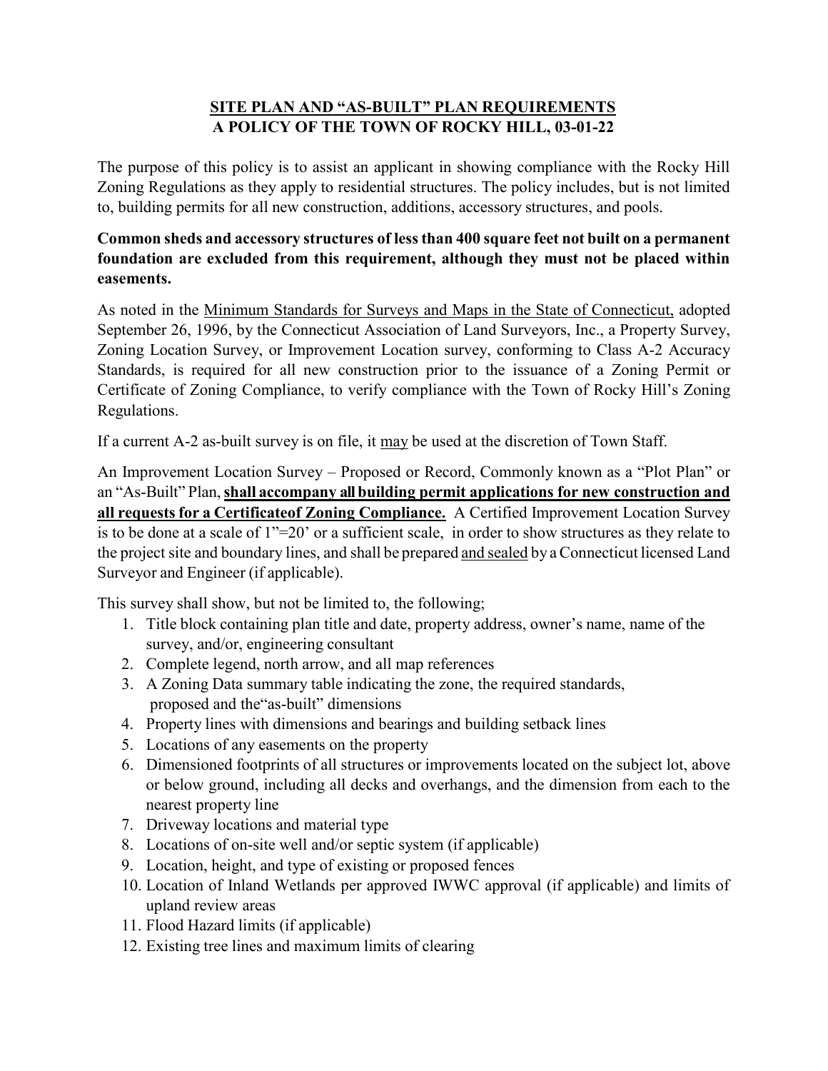# <u>SITE PLAN AND "AS-BUILT" PLAN REQUIREMENTS</u>
## A POLICY OF THE TOWN OF ROCKY HILL, 03-01-22

The purpose of this policy is to assist an applicant in showing compliance with the Rocky Hill Zoning Regulations as they apply to residential structures. The policy includes, but is not limited to, building permits for all new construction, additions, accessory structures, and pools.

**Common sheds and accessory structures of less than 400 square feet not built on a permanent foundation are excluded from this requirement, although they must not be placed within easements.**

As noted in the <u>Minimum Standards for Surveys and Maps in the State of Connecticut,</u> adopted September 26, 1996, by the Connecticut Association of Land Surveyors, Inc., a Property Survey, Zoning Location Survey, or Improvement Location survey, conforming to Class A-2 Accuracy Standards, is required for all new construction prior to the issuance of a Zoning Permit or Certificate of Zoning Compliance, to verify compliance with the Town of Rocky Hill's Zoning Regulations.

If a current A-2 as-built survey is on file, it <u>may</u> be used at the discretion of Town Staff.

An Improvement Location Survey – Proposed or Record, Commonly known as a "Plot Plan" or an "As-Built" Plan, **<u>shall accompany all building permit applications for new construction and all requests for a Certificateof Zoning Compliance.</u>** A Certified Improvement Location Survey is to be done at a scale of 1"=20' or a sufficient scale, in order to show structures as they relate to the project site and boundary lines, and shall be prepared <u>and sealed</u> by a Connecticut licensed Land Surveyor and Engineer (if applicable).

This survey shall show, but not be limited to, the following;

1. Title block containing plan title and date, property address, owner's name, name of the survey, and/or, engineering consultant
2. Complete legend, north arrow, and all map references
3. A Zoning Data summary table indicating the zone, the required standards, proposed and the"as-built" dimensions
4. Property lines with dimensions and bearings and building setback lines
5. Locations of any easements on the property
6. Dimensioned footprints of all structures or improvements located on the subject lot, above or below ground, including all decks and overhangs, and the dimension from each to the nearest property line
7. Driveway locations and material type
8. Locations of on-site well and/or septic system (if applicable)
9. Location, height, and type of existing or proposed fences
10. Location of Inland Wetlands per approved IWWC approval (if applicable) and limits of upland review areas
11. Flood Hazard limits (if applicable)
12. Existing tree lines and maximum limits of clearing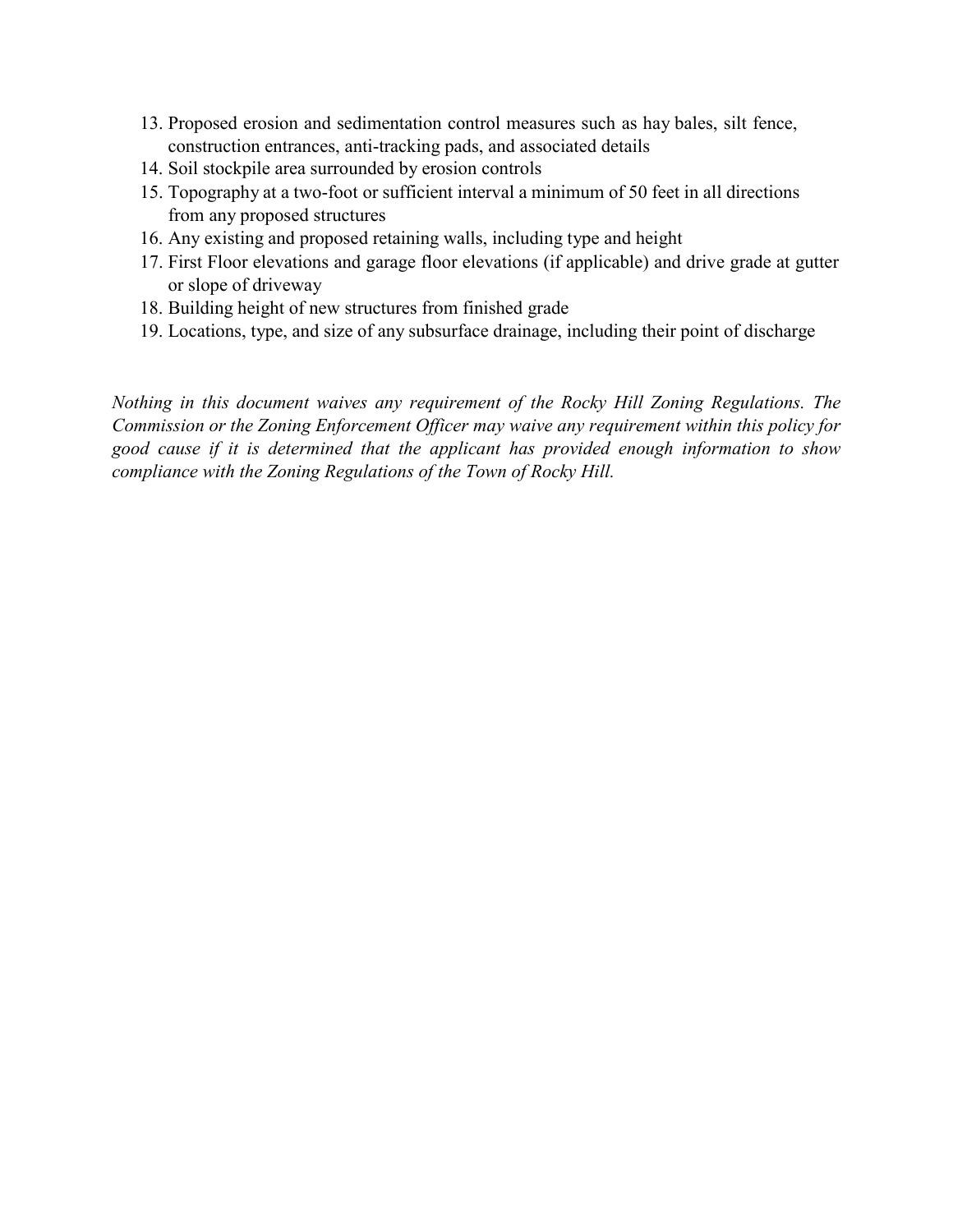13. Proposed erosion and sedimentation control measures such as hay bales, silt fence, construction entrances, anti-tracking pads, and associated details
14. Soil stockpile area surrounded by erosion controls
15. Topography at a two-foot or sufficient interval a minimum of 50 feet in all directions from any proposed structures
16. Any existing and proposed retaining walls, including type and height
17. First Floor elevations and garage floor elevations (if applicable) and drive grade at gutter or slope of driveway
18. Building height of new structures from finished grade
19. Locations, type, and size of any subsurface drainage, including their point of discharge

*Nothing in this document waives any requirement of the Rocky Hill Zoning Regulations. The Commission or the Zoning Enforcement Officer may waive any requirement within this policy for good cause if it is determined that the applicant has provided enough information to show compliance with the Zoning Regulations of the Town of Rocky Hill.*